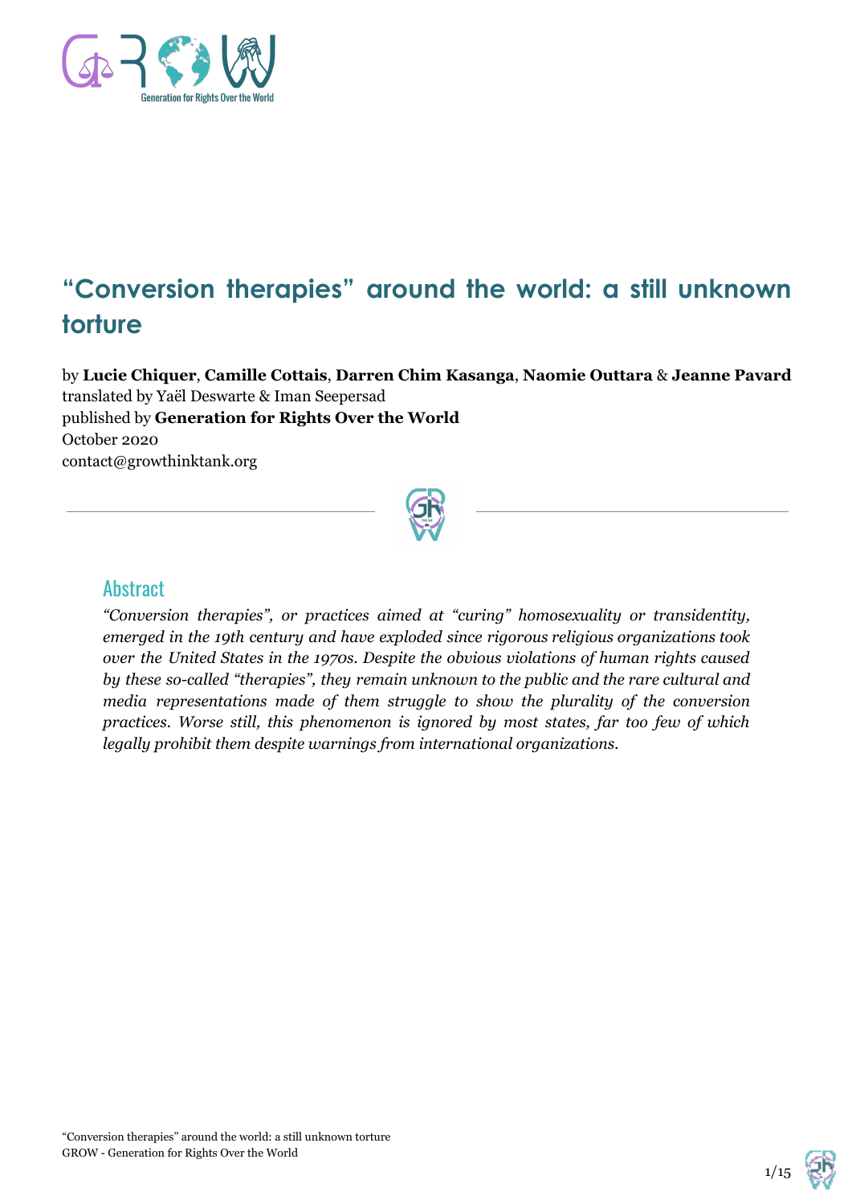# “Conversion therapies” around the world: a still unknown torture

by **Lucie Chiquer**, **Camille Cottais**, **Darren Chim Kasanga**, **Naomie Outtara** & **Jeanne Pavard**
translated by Yaël Deswarte & Iman Seepersad
published by **Generation for Rights Over the World**
October 2020
contact@growthinktank.org

## Abstract

*“Conversion therapies”, or practices aimed at “curing” homosexuality or transidentity, emerged in the 19th century and have exploded since rigorous religious organizations took over the United States in the 1970s. Despite the obvious violations of human rights caused by these so-called “therapies”, they remain unknown to the public and the rare cultural and media representations made of them struggle to show the plurality of the conversion practices. Worse still, this phenomenon is ignored by most states, far too few of which legally prohibit them despite warnings from international organizations.*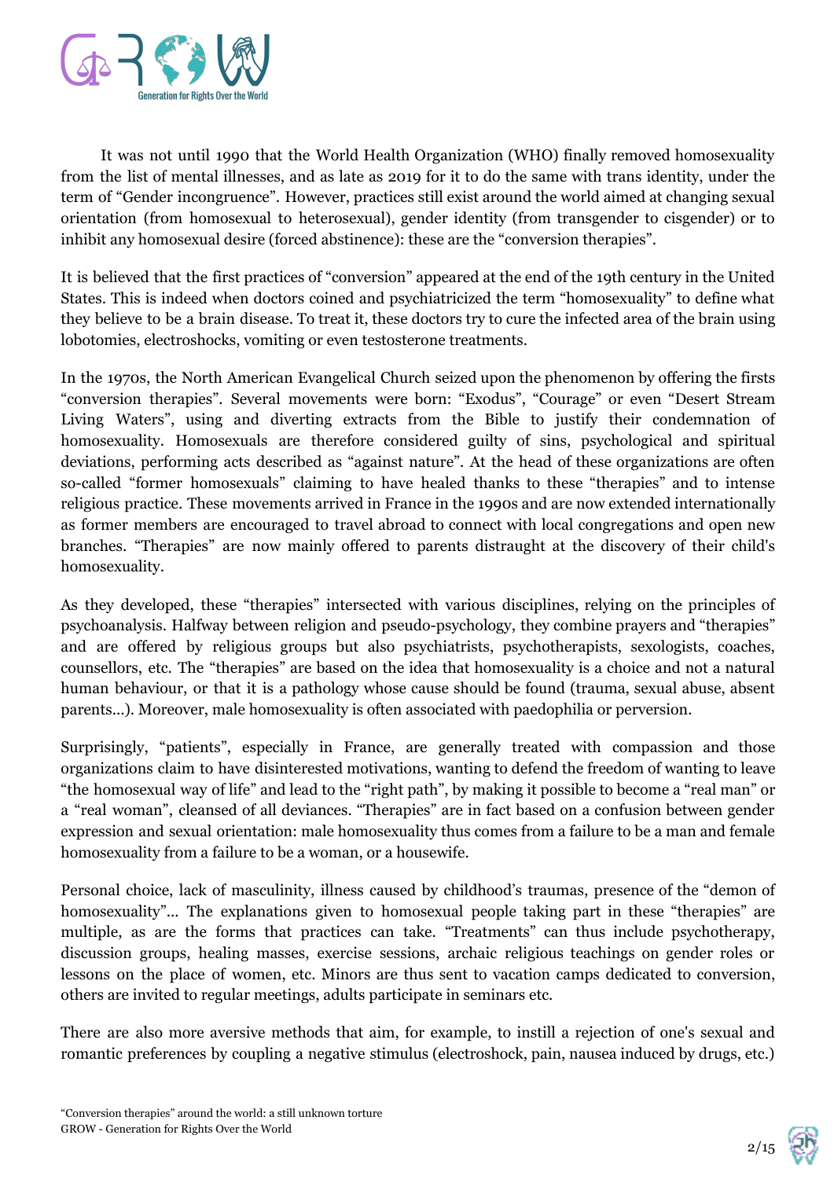It was not until 1990 that the World Health Organization (WHO) finally removed homosexuality from the list of mental illnesses, and as late as 2019 for it to do the same with trans identity, under the term of "Gender incongruence". However, practices still exist around the world aimed at changing sexual orientation (from homosexual to heterosexual), gender identity (from transgender to cisgender) or to inhibit any homosexual desire (forced abstinence): these are the "conversion therapies".

It is believed that the first practices of "conversion" appeared at the end of the 19th century in the United States. This is indeed when doctors coined and psychiatricized the term "homosexuality" to define what they believe to be a brain disease. To treat it, these doctors try to cure the infected area of the brain using lobotomies, electroshocks, vomiting or even testosterone treatments.

In the 1970s, the North American Evangelical Church seized upon the phenomenon by offering the firsts "conversion therapies". Several movements were born: "Exodus", "Courage" or even "Desert Stream Living Waters", using and diverting extracts from the Bible to justify their condemnation of homosexuality. Homosexuals are therefore considered guilty of sins, psychological and spiritual deviations, performing acts described as "against nature". At the head of these organizations are often so-called "former homosexuals" claiming to have healed thanks to these "therapies" and to intense religious practice. These movements arrived in France in the 1990s and are now extended internationally as former members are encouraged to travel abroad to connect with local congregations and open new branches. "Therapies" are now mainly offered to parents distraught at the discovery of their child's homosexuality.

As they developed, these "therapies" intersected with various disciplines, relying on the principles of psychoanalysis. Halfway between religion and pseudo-psychology, they combine prayers and "therapies" and are offered by religious groups but also psychiatrists, psychotherapists, sexologists, coaches, counsellors, etc. The "therapies" are based on the idea that homosexuality is a choice and not a natural human behaviour, or that it is a pathology whose cause should be found (trauma, sexual abuse, absent parents...). Moreover, male homosexuality is often associated with paedophilia or perversion.

Surprisingly, "patients", especially in France, are generally treated with compassion and those organizations claim to have disinterested motivations, wanting to defend the freedom of wanting to leave "the homosexual way of life" and lead to the "right path", by making it possible to become a "real man" or a "real woman", cleansed of all deviances. "Therapies" are in fact based on a confusion between gender expression and sexual orientation: male homosexuality thus comes from a failure to be a man and female homosexuality from a failure to be a woman, or a housewife.

Personal choice, lack of masculinity, illness caused by childhood's traumas, presence of the "demon of homosexuality"... The explanations given to homosexual people taking part in these "therapies" are multiple, as are the forms that practices can take. "Treatments" can thus include psychotherapy, discussion groups, healing masses, exercise sessions, archaic religious teachings on gender roles or lessons on the place of women, etc. Minors are thus sent to vacation camps dedicated to conversion, others are invited to regular meetings, adults participate in seminars etc.

There are also more aversive methods that aim, for example, to instill a rejection of one's sexual and romantic preferences by coupling a negative stimulus (electroshock, pain, nausea induced by drugs, etc.)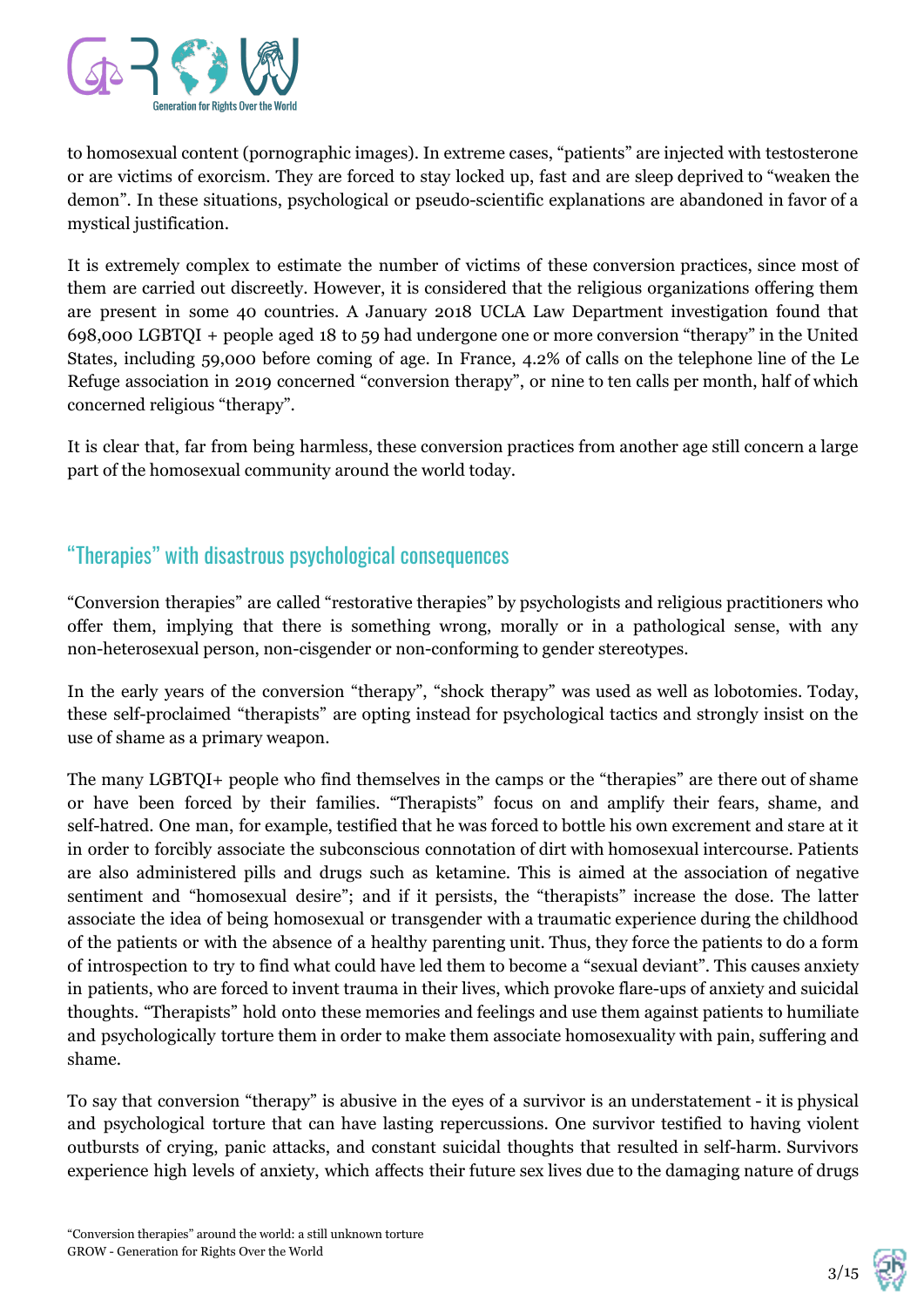to homosexual content (pornographic images). In extreme cases, "patients" are injected with testosterone or are victims of exorcism. They are forced to stay locked up, fast and are sleep deprived to "weaken the demon". In these situations, psychological or pseudo-scientific explanations are abandoned in favor of a mystical justification.

It is extremely complex to estimate the number of victims of these conversion practices, since most of them are carried out discreetly. However, it is considered that the religious organizations offering them are present in some 40 countries. A January 2018 UCLA Law Department investigation found that 698,000 LGBTQI + people aged 18 to 59 had undergone one or more conversion "therapy" in the United States, including 59,000 before coming of age. In France, 4.2% of calls on the telephone line of the Le Refuge association in 2019 concerned "conversion therapy", or nine to ten calls per month, half of which concerned religious "therapy".

It is clear that, far from being harmless, these conversion practices from another age still concern a large part of the homosexual community around the world today.

## "Therapies" with disastrous psychological consequences

"Conversion therapies" are called "restorative therapies" by psychologists and religious practitioners who offer them, implying that there is something wrong, morally or in a pathological sense, with any non-heterosexual person, non-cisgender or non-conforming to gender stereotypes.

In the early years of the conversion "therapy", "shock therapy" was used as well as lobotomies. Today, these self-proclaimed "therapists" are opting instead for psychological tactics and strongly insist on the use of shame as a primary weapon.

The many LGBTQI+ people who find themselves in the camps or the "therapies" are there out of shame or have been forced by their families. "Therapists" focus on and amplify their fears, shame, and self-hatred. One man, for example, testified that he was forced to bottle his own excrement and stare at it in order to forcibly associate the subconscious connotation of dirt with homosexual intercourse. Patients are also administered pills and drugs such as ketamine. This is aimed at the association of negative sentiment and "homosexual desire"; and if it persists, the "therapists" increase the dose. The latter associate the idea of being homosexual or transgender with a traumatic experience during the childhood of the patients or with the absence of a healthy parenting unit. Thus, they force the patients to do a form of introspection to try to find what could have led them to become a "sexual deviant". This causes anxiety in patients, who are forced to invent trauma in their lives, which provoke flare-ups of anxiety and suicidal thoughts. "Therapists" hold onto these memories and feelings and use them against patients to humiliate and psychologically torture them in order to make them associate homosexuality with pain, suffering and shame.

To say that conversion "therapy" is abusive in the eyes of a survivor is an understatement - it is physical and psychological torture that can have lasting repercussions. One survivor testified to having violent outbursts of crying, panic attacks, and constant suicidal thoughts that resulted in self-harm. Survivors experience high levels of anxiety, which affects their future sex lives due to the damaging nature of drugs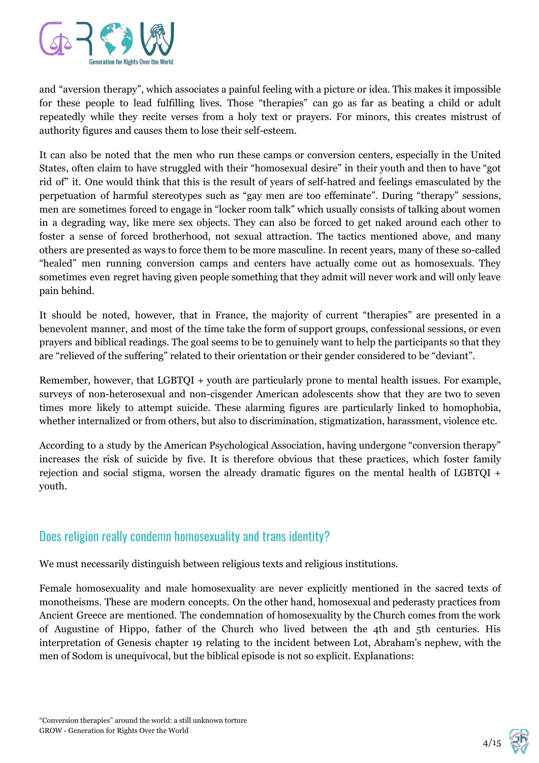and "aversion therapy", which associates a painful feeling with a picture or idea. This makes it impossible for these people to lead fulfilling lives. Those "therapies" can go as far as beating a child or adult repeatedly while they recite verses from a holy text or prayers. For minors, this creates mistrust of authority figures and causes them to lose their self-esteem.

It can also be noted that the men who run these camps or conversion centers, especially in the United States, often claim to have struggled with their "homosexual desire" in their youth and then to have "got rid of" it. One would think that this is the result of years of self-hatred and feelings emasculated by the perpetuation of harmful stereotypes such as "gay men are too effeminate". During "therapy" sessions, men are sometimes forced to engage in "locker room talk" which usually consists of talking about women in a degrading way, like mere sex objects. They can also be forced to get naked around each other to foster a sense of forced brotherhood, not sexual attraction. The tactics mentioned above, and many others are presented as ways to force them to be more masculine. In recent years, many of these so-called "healed" men running conversion camps and centers have actually come out as homosexuals. They sometimes even regret having given people something that they admit will never work and will only leave pain behind.

It should be noted, however, that in France, the majority of current "therapies" are presented in a benevolent manner, and most of the time take the form of support groups, confessional sessions, or even prayers and biblical readings. The goal seems to be to genuinely want to help the participants so that they are "relieved of the suffering" related to their orientation or their gender considered to be "deviant".

Remember, however, that LGBTQI + youth are particularly prone to mental health issues. For example, surveys of non-heterosexual and non-cisgender American adolescents show that they are two to seven times more likely to attempt suicide. These alarming figures are particularly linked to homophobia, whether internalized or from others, but also to discrimination, stigmatization, harassment, violence etc.

According to a study by the American Psychological Association, having undergone "conversion therapy" increases the risk of suicide by five. It is therefore obvious that these practices, which foster family rejection and social stigma, worsen the already dramatic figures on the mental health of LGBTQI + youth.

## Does religion really condemn homosexuality and trans identity?

We must necessarily distinguish between religious texts and religious institutions.

Female homosexuality and male homosexuality are never explicitly mentioned in the sacred texts of monotheisms. These are modern concepts. On the other hand, homosexual and pederasty practices from Ancient Greece are mentioned. The condemnation of homosexuality by the Church comes from the work of Augustine of Hippo, father of the Church who lived between the 4th and 5th centuries. His interpretation of Genesis chapter 19 relating to the incident between Lot, Abraham's nephew, with the men of Sodom is unequivocal, but the biblical episode is not so explicit. Explanations: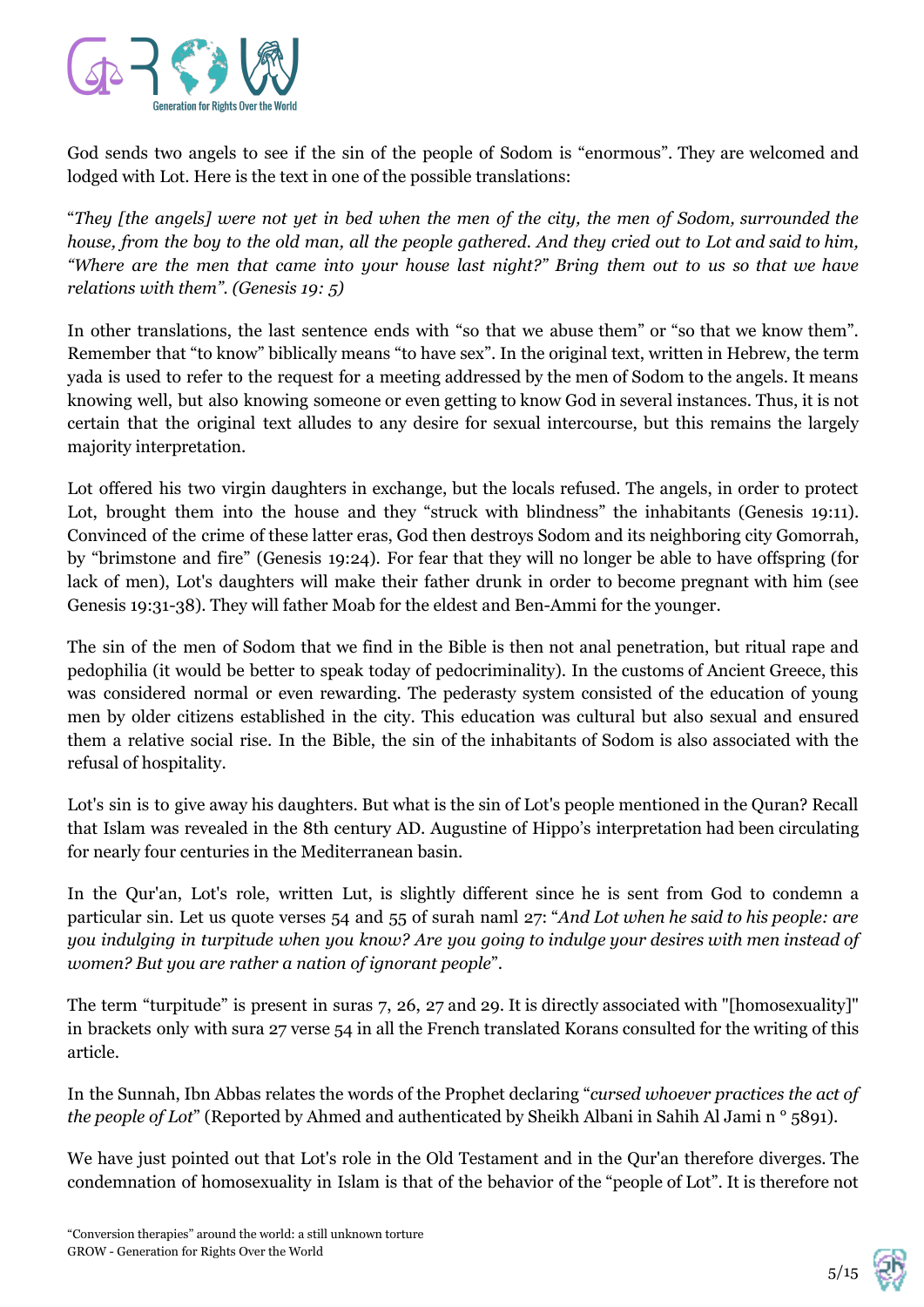God sends two angels to see if the sin of the people of Sodom is "enormous". They are welcomed and lodged with Lot. Here is the text in one of the possible translations:

"*They [the angels] were not yet in bed when the men of the city, the men of Sodom, surrounded the house, from the boy to the old man, all the people gathered. And they cried out to Lot and said to him, "Where are the men that came into your house last night?" Bring them out to us so that we have relations with them". (Genesis 19: 5)*

In other translations, the last sentence ends with "so that we abuse them" or "so that we know them". Remember that "to know" biblically means "to have sex". In the original text, written in Hebrew, the term yada is used to refer to the request for a meeting addressed by the men of Sodom to the angels. It means knowing well, but also knowing someone or even getting to know God in several instances. Thus, it is not certain that the original text alludes to any desire for sexual intercourse, but this remains the largely majority interpretation.

Lot offered his two virgin daughters in exchange, but the locals refused. The angels, in order to protect Lot, brought them into the house and they "struck with blindness" the inhabitants (Genesis 19:11). Convinced of the crime of these latter eras, God then destroys Sodom and its neighboring city Gomorrah, by "brimstone and fire" (Genesis 19:24). For fear that they will no longer be able to have offspring (for lack of men), Lot's daughters will make their father drunk in order to become pregnant with him (see Genesis 19:31-38). They will father Moab for the eldest and Ben-Ammi for the younger.

The sin of the men of Sodom that we find in the Bible is then not anal penetration, but ritual rape and pedophilia (it would be better to speak today of pedocriminality). In the customs of Ancient Greece, this was considered normal or even rewarding. The pederasty system consisted of the education of young men by older citizens established in the city. This education was cultural but also sexual and ensured them a relative social rise. In the Bible, the sin of the inhabitants of Sodom is also associated with the refusal of hospitality.

Lot's sin is to give away his daughters. But what is the sin of Lot's people mentioned in the Quran? Recall that Islam was revealed in the 8th century AD. Augustine of Hippo's interpretation had been circulating for nearly four centuries in the Mediterranean basin.

In the Qur'an, Lot's role, written Lut, is slightly different since he is sent from God to condemn a particular sin. Let us quote verses 54 and 55 of surah naml 27: "*And Lot when he said to his people: are you indulging in turpitude when you know? Are you going to indulge your desires with men instead of women? But you are rather a nation of ignorant people*".

The term "turpitude" is present in suras 7, 26, 27 and 29. It is directly associated with "[homosexuality]" in brackets only with sura 27 verse 54 in all the French translated Korans consulted for the writing of this article.

In the Sunnah, Ibn Abbas relates the words of the Prophet declaring "*cursed whoever practices the act of the people of Lot*" (Reported by Ahmed and authenticated by Sheikh Albani in Sahih Al Jami n ° 5891).

We have just pointed out that Lot's role in the Old Testament and in the Qur'an therefore diverges. The condemnation of homosexuality in Islam is that of the behavior of the "people of Lot". It is therefore not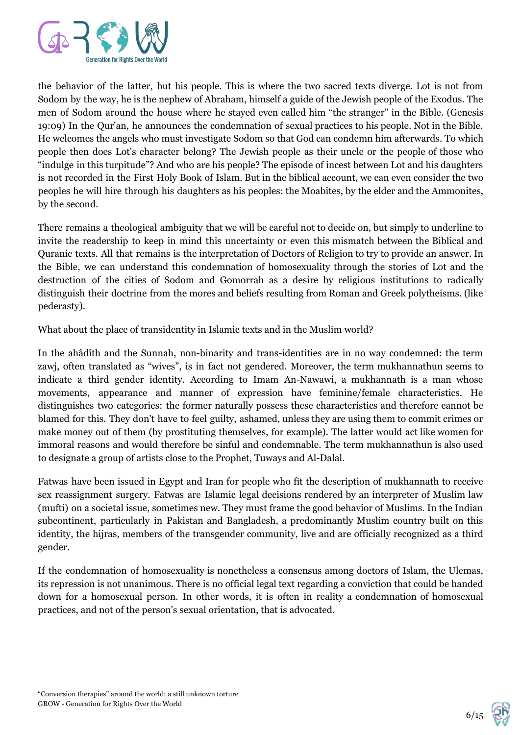the behavior of the latter, but his people. This is where the two sacred texts diverge. Lot is not from Sodom by the way, he is the nephew of Abraham, himself a guide of the Jewish people of the Exodus. The men of Sodom around the house where he stayed even called him "the stranger" in the Bible. (Genesis 19:09) In the Qur'an, he announces the condemnation of sexual practices to his people. Not in the Bible. He welcomes the angels who must investigate Sodom so that God can condemn him afterwards. To which people then does Lot's character belong? The Jewish people as their uncle or the people of those who "indulge in this turpitude"? And who are his people? The episode of incest between Lot and his daughters is not recorded in the First Holy Book of Islam. But in the biblical account, we can even consider the two peoples he will hire through his daughters as his peoples: the Moabites, by the elder and the Ammonites, by the second.

There remains a theological ambiguity that we will be careful not to decide on, but simply to underline to invite the readership to keep in mind this uncertainty or even this mismatch between the Biblical and Quranic texts. All that remains is the interpretation of Doctors of Religion to try to provide an answer. In the Bible, we can understand this condemnation of homosexuality through the stories of Lot and the destruction of the cities of Sodom and Gomorrah as a desire by religious institutions to radically distinguish their doctrine from the mores and beliefs resulting from Roman and Greek polytheisms. (like pederasty).

What about the place of transidentity in Islamic texts and in the Muslim world?

In the ahâdîth and the Sunnah, non-binarity and trans-identities are in no way condemned: the term zawj, often translated as "wives", is in fact not gendered. Moreover, the term mukhannathun seems to indicate a third gender identity. According to Imam An-Nawawi, a mukhannath is a man whose movements, appearance and manner of expression have feminine/female characteristics. He distinguishes two categories: the former naturally possess these characteristics and therefore cannot be blamed for this. They don't have to feel guilty, ashamed, unless they are using them to commit crimes or make money out of them (by prostituting themselves, for example). The latter would act like women for immoral reasons and would therefore be sinful and condemnable. The term mukhannathun is also used to designate a group of artists close to the Prophet, Tuways and Al-Dalal.

Fatwas have been issued in Egypt and Iran for people who fit the description of mukhannath to receive sex reassignment surgery. Fatwas are Islamic legal decisions rendered by an interpreter of Muslim law (mufti) on a societal issue, sometimes new. They must frame the good behavior of Muslims. In the Indian subcontinent, particularly in Pakistan and Bangladesh, a predominantly Muslim country built on this identity, the hijras, members of the transgender community, live and are officially recognized as a third gender.

If the condemnation of homosexuality is nonetheless a consensus among doctors of Islam, the Ulemas, its repression is not unanimous. There is no official legal text regarding a conviction that could be handed down for a homosexual person. In other words, it is often in reality a condemnation of homosexual practices, and not of the person's sexual orientation, that is advocated.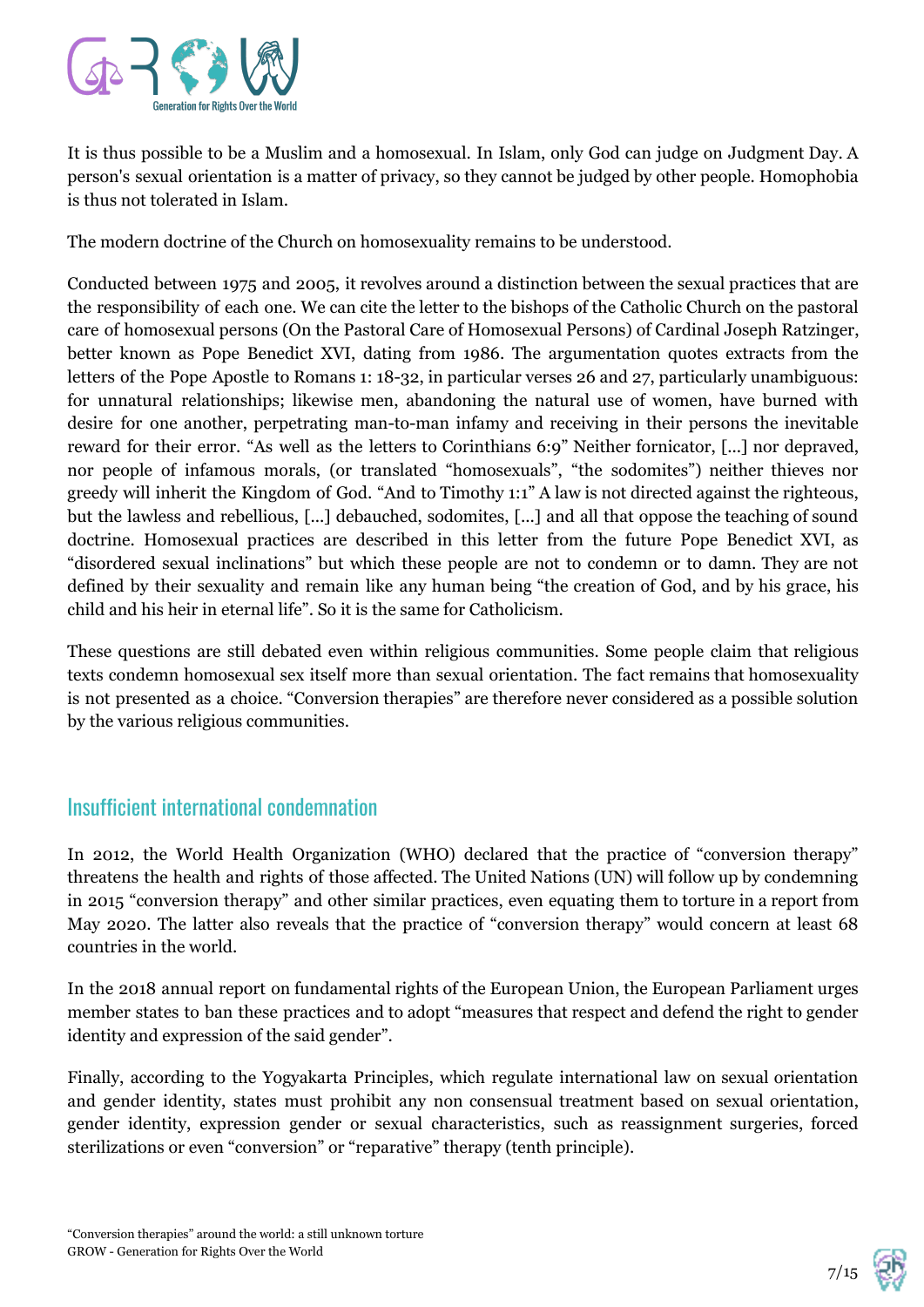It is thus possible to be a Muslim and a homosexual. In Islam, only God can judge on Judgment Day. A person's sexual orientation is a matter of privacy, so they cannot be judged by other people. Homophobia is thus not tolerated in Islam.

The modern doctrine of the Church on homosexuality remains to be understood.

Conducted between 1975 and 2005, it revolves around a distinction between the sexual practices that are the responsibility of each one. We can cite the letter to the bishops of the Catholic Church on the pastoral care of homosexual persons (On the Pastoral Care of Homosexual Persons) of Cardinal Joseph Ratzinger, better known as Pope Benedict XVI, dating from 1986. The argumentation quotes extracts from the letters of the Pope Apostle to Romans 1: 18-32, in particular verses 26 and 27, particularly unambiguous: for unnatural relationships; likewise men, abandoning the natural use of women, have burned with desire for one another, perpetrating man-to-man infamy and receiving in their persons the inevitable reward for their error. "As well as the letters to Corinthians 6:9" Neither fornicator, [...] nor depraved, nor people of infamous morals, (or translated "homosexuals", "the sodomites") neither thieves nor greedy will inherit the Kingdom of God. "And to Timothy 1:1" A law is not directed against the righteous, but the lawless and rebellious, [...] debauched, sodomites, [...] and all that oppose the teaching of sound doctrine. Homosexual practices are described in this letter from the future Pope Benedict XVI, as "disordered sexual inclinations" but which these people are not to condemn or to damn. They are not defined by their sexuality and remain like any human being "the creation of God, and by his grace, his child and his heir in eternal life". So it is the same for Catholicism.

These questions are still debated even within religious communities. Some people claim that religious texts condemn homosexual sex itself more than sexual orientation. The fact remains that homosexuality is not presented as a choice. "Conversion therapies" are therefore never considered as a possible solution by the various religious communities.

## Insufficient international condemnation

In 2012, the World Health Organization (WHO) declared that the practice of "conversion therapy" threatens the health and rights of those affected. The United Nations (UN) will follow up by condemning in 2015 "conversion therapy" and other similar practices, even equating them to torture in a report from May 2020. The latter also reveals that the practice of "conversion therapy" would concern at least 68 countries in the world.

In the 2018 annual report on fundamental rights of the European Union, the European Parliament urges member states to ban these practices and to adopt "measures that respect and defend the right to gender identity and expression of the said gender".

Finally, according to the Yogyakarta Principles, which regulate international law on sexual orientation and gender identity, states must prohibit any non consensual treatment based on sexual orientation, gender identity, expression gender or sexual characteristics, such as reassignment surgeries, forced sterilizations or even "conversion" or "reparative" therapy (tenth principle).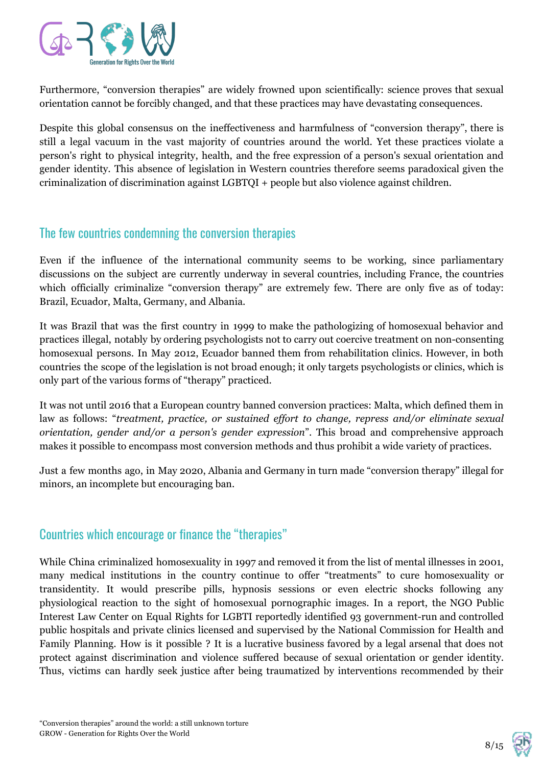Furthermore, "conversion therapies" are widely frowned upon scientifically: science proves that sexual orientation cannot be forcibly changed, and that these practices may have devastating consequences.

Despite this global consensus on the ineffectiveness and harmfulness of "conversion therapy", there is still a legal vacuum in the vast majority of countries around the world. Yet these practices violate a person's right to physical integrity, health, and the free expression of a person's sexual orientation and gender identity. This absence of legislation in Western countries therefore seems paradoxical given the criminalization of discrimination against LGBTQI + people but also violence against children.

## The few countries condemning the conversion therapies

Even if the influence of the international community seems to be working, since parliamentary discussions on the subject are currently underway in several countries, including France, the countries which officially criminalize "conversion therapy" are extremely few. There are only five as of today: Brazil, Ecuador, Malta, Germany, and Albania.

It was Brazil that was the first country in 1999 to make the pathologizing of homosexual behavior and practices illegal, notably by ordering psychologists not to carry out coercive treatment on non-consenting homosexual persons. In May 2012, Ecuador banned them from rehabilitation clinics. However, in both countries the scope of the legislation is not broad enough; it only targets psychologists or clinics, which is only part of the various forms of "therapy" practiced.

It was not until 2016 that a European country banned conversion practices: Malta, which defined them in law as follows: "*treatment, practice, or sustained effort to change, repress and/or eliminate sexual orientation, gender and/or a person's gender expression*". This broad and comprehensive approach makes it possible to encompass most conversion methods and thus prohibit a wide variety of practices.

Just a few months ago, in May 2020, Albania and Germany in turn made "conversion therapy" illegal for minors, an incomplete but encouraging ban.

## Countries which encourage or finance the "therapies"

While China criminalized homosexuality in 1997 and removed it from the list of mental illnesses in 2001, many medical institutions in the country continue to offer "treatments" to cure homosexuality or transidentity. It would prescribe pills, hypnosis sessions or even electric shocks following any physiological reaction to the sight of homosexual pornographic images. In a report, the NGO Public Interest Law Center on Equal Rights for LGBTI reportedly identified 93 government-run and controlled public hospitals and private clinics licensed and supervised by the National Commission for Health and Family Planning. How is it possible ? It is a lucrative business favored by a legal arsenal that does not protect against discrimination and violence suffered because of sexual orientation or gender identity. Thus, victims can hardly seek justice after being traumatized by interventions recommended by their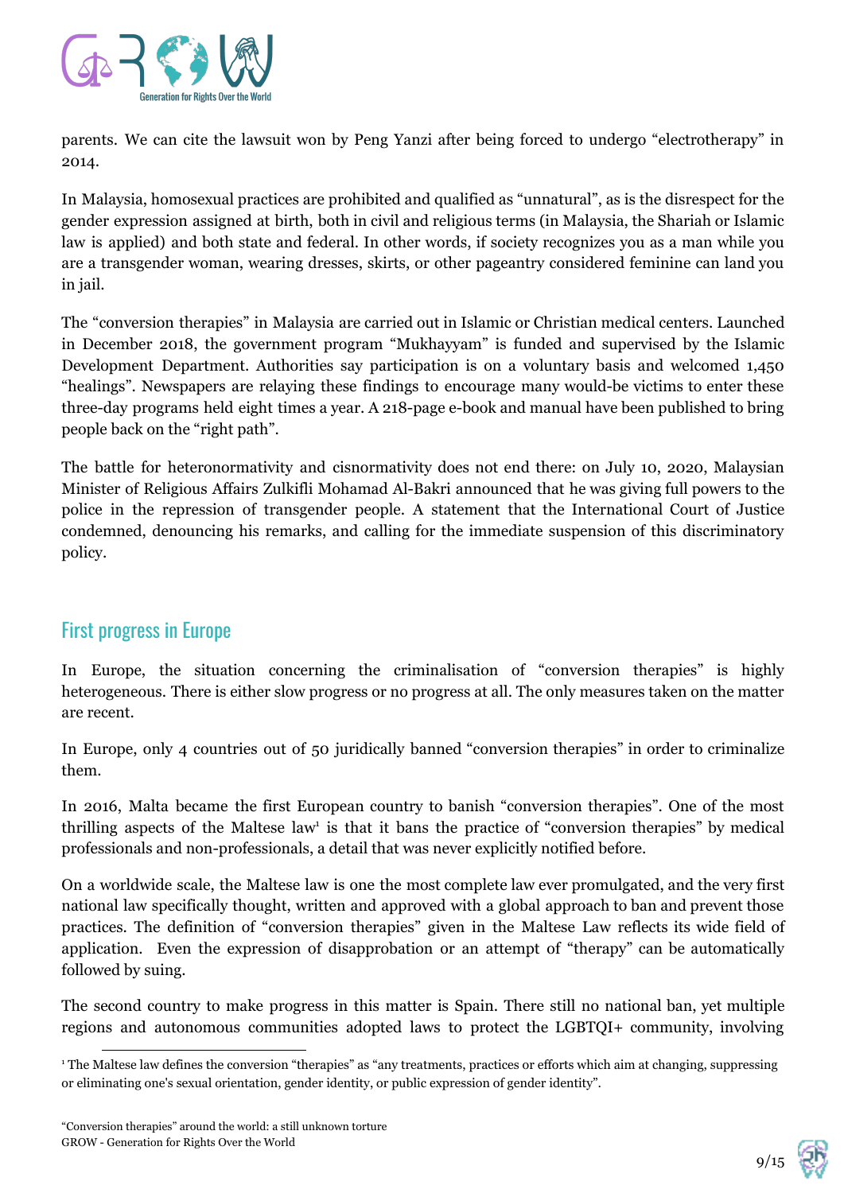parents. We can cite the lawsuit won by Peng Yanzi after being forced to undergo "electrotherapy" in 2014.

In Malaysia, homosexual practices are prohibited and qualified as "unnatural", as is the disrespect for the gender expression assigned at birth, both in civil and religious terms (in Malaysia, the Shariah or Islamic law is applied) and both state and federal. In other words, if society recognizes you as a man while you are a transgender woman, wearing dresses, skirts, or other pageantry considered feminine can land you in jail.

The "conversion therapies" in Malaysia are carried out in Islamic or Christian medical centers. Launched in December 2018, the government program "Mukhayyam" is funded and supervised by the Islamic Development Department. Authorities say participation is on a voluntary basis and welcomed 1,450 "healings". Newspapers are relaying these findings to encourage many would-be victims to enter these three-day programs held eight times a year. A 218-page e-book and manual have been published to bring people back on the "right path".

The battle for heteronormativity and cisnormativity does not end there: on July 10, 2020, Malaysian Minister of Religious Affairs Zulkifli Mohamad Al-Bakri announced that he was giving full powers to the police in the repression of transgender people. A statement that the International Court of Justice condemned, denouncing his remarks, and calling for the immediate suspension of this discriminatory policy.

## First progress in Europe

In Europe, the situation concerning the criminalisation of "conversion therapies" is highly heterogeneous. There is either slow progress or no progress at all. The only measures taken on the matter are recent.

In Europe, only 4 countries out of 50 juridically banned "conversion therapies" in order to criminalize them.

In 2016, Malta became the first European country to banish "conversion therapies". One of the most thrilling aspects of the Maltese law[1] is that it bans the practice of "conversion therapies" by medical professionals and non-professionals, a detail that was never explicitly notified before.

On a worldwide scale, the Maltese law is one the most complete law ever promulgated, and the very first national law specifically thought, written and approved with a global approach to ban and prevent those practices. The definition of "conversion therapies" given in the Maltese Law reflects its wide field of application. Even the expression of disapprobation or an attempt of "therapy" can be automatically followed by suing.

The second country to make progress in this matter is Spain. There still no national ban, yet multiple regions and autonomous communities adopted laws to protect the LGBTQI+ community, involving

[1] The Maltese law defines the conversion "therapies" as "any treatments, practices or efforts which aim at changing, suppressing or eliminating one's sexual orientation, gender identity, or public expression of gender identity".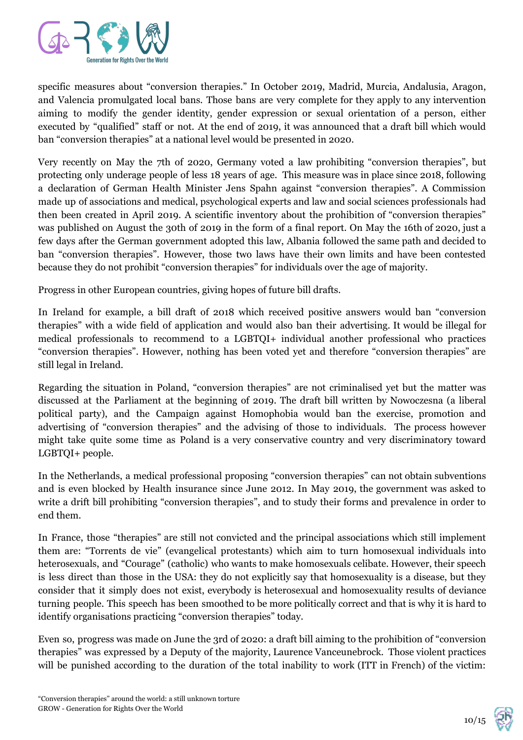specific measures about "conversion therapies." In October 2019, Madrid, Murcia, Andalusia, Aragon, and Valencia promulgated local bans. Those bans are very complete for they apply to any intervention aiming to modify the gender identity, gender expression or sexual orientation of a person, either executed by "qualified" staff or not. At the end of 2019, it was announced that a draft bill which would ban "conversion therapies" at a national level would be presented in 2020.

Very recently on May the 7th of 2020, Germany voted a law prohibiting "conversion therapies", but protecting only underage people of less 18 years of age. This measure was in place since 2018, following a declaration of German Health Minister Jens Spahn against "conversion therapies". A Commission made up of associations and medical, psychological experts and law and social sciences professionals had then been created in April 2019. A scientific inventory about the prohibition of "conversion therapies" was published on August the 30th of 2019 in the form of a final report. On May the 16th of 2020, just a few days after the German government adopted this law, Albania followed the same path and decided to ban "conversion therapies". However, those two laws have their own limits and have been contested because they do not prohibit "conversion therapies" for individuals over the age of majority.

Progress in other European countries, giving hopes of future bill drafts.

In Ireland for example, a bill draft of 2018 which received positive answers would ban "conversion therapies" with a wide field of application and would also ban their advertising. It would be illegal for medical professionals to recommend to a LGBTQI+ individual another professional who practices "conversion therapies". However, nothing has been voted yet and therefore "conversion therapies" are still legal in Ireland.

Regarding the situation in Poland, "conversion therapies" are not criminalised yet but the matter was discussed at the Parliament at the beginning of 2019. The draft bill written by Nowoczesna (a liberal political party), and the Campaign against Homophobia would ban the exercise, promotion and advertising of "conversion therapies" and the advising of those to individuals. The process however might take quite some time as Poland is a very conservative country and very discriminatory toward LGBTQI+ people.

In the Netherlands, a medical professional proposing "conversion therapies" can not obtain subventions and is even blocked by Health insurance since June 2012. In May 2019, the government was asked to write a drift bill prohibiting "conversion therapies", and to study their forms and prevalence in order to end them.

In France, those "therapies" are still not convicted and the principal associations which still implement them are: "Torrents de vie" (evangelical protestants) which aim to turn homosexual individuals into heterosexuals, and "Courage" (catholic) who wants to make homosexuals celibate. However, their speech is less direct than those in the USA: they do not explicitly say that homosexuality is a disease, but they consider that it simply does not exist, everybody is heterosexual and homosexuality results of deviance turning people. This speech has been smoothed to be more politically correct and that is why it is hard to identify organisations practicing "conversion therapies" today.

Even so, progress was made on June the 3rd of 2020: a draft bill aiming to the prohibition of "conversion therapies" was expressed by a Deputy of the majority, Laurence Vanceunebrock. Those violent practices will be punished according to the duration of the total inability to work (ITT in French) of the victim: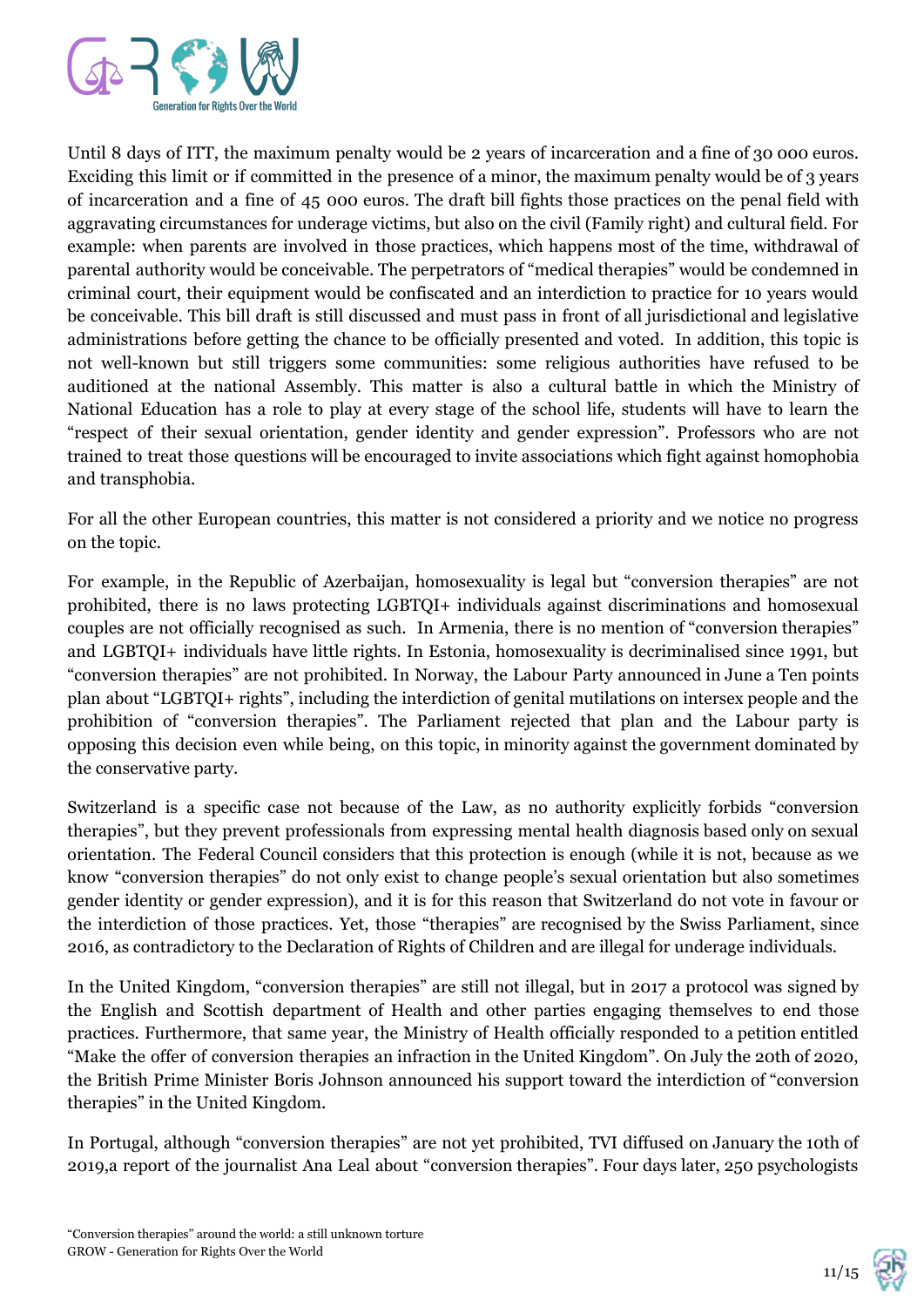Until 8 days of ITT, the maximum penalty would be 2 years of incarceration and a fine of 30 000 euros. Exciding this limit or if committed in the presence of a minor, the maximum penalty would be of 3 years of incarceration and a fine of 45 000 euros. The draft bill fights those practices on the penal field with aggravating circumstances for underage victims, but also on the civil (Family right) and cultural field. For example: when parents are involved in those practices, which happens most of the time, withdrawal of parental authority would be conceivable. The perpetrators of "medical therapies" would be condemned in criminal court, their equipment would be confiscated and an interdiction to practice for 10 years would be conceivable. This bill draft is still discussed and must pass in front of all jurisdictional and legislative administrations before getting the chance to be officially presented and voted. In addition, this topic is not well-known but still triggers some communities: some religious authorities have refused to be auditioned at the national Assembly. This matter is also a cultural battle in which the Ministry of National Education has a role to play at every stage of the school life, students will have to learn the "respect of their sexual orientation, gender identity and gender expression". Professors who are not trained to treat those questions will be encouraged to invite associations which fight against homophobia and transphobia.

For all the other European countries, this matter is not considered a priority and we notice no progress on the topic.

For example, in the Republic of Azerbaijan, homosexuality is legal but "conversion therapies" are not prohibited, there is no laws protecting LGBTQI+ individuals against discriminations and homosexual couples are not officially recognised as such. In Armenia, there is no mention of "conversion therapies" and LGBTQI+ individuals have little rights. In Estonia, homosexuality is decriminalised since 1991, but "conversion therapies" are not prohibited. In Norway, the Labour Party announced in June a Ten points plan about "LGBTQI+ rights", including the interdiction of genital mutilations on intersex people and the prohibition of "conversion therapies". The Parliament rejected that plan and the Labour party is opposing this decision even while being, on this topic, in minority against the government dominated by the conservative party.

Switzerland is a specific case not because of the Law, as no authority explicitly forbids "conversion therapies", but they prevent professionals from expressing mental health diagnosis based only on sexual orientation. The Federal Council considers that this protection is enough (while it is not, because as we know "conversion therapies" do not only exist to change people's sexual orientation but also sometimes gender identity or gender expression), and it is for this reason that Switzerland do not vote in favour or the interdiction of those practices. Yet, those "therapies" are recognised by the Swiss Parliament, since 2016, as contradictory to the Declaration of Rights of Children and are illegal for underage individuals.

In the United Kingdom, "conversion therapies" are still not illegal, but in 2017 a protocol was signed by the English and Scottish department of Health and other parties engaging themselves to end those practices. Furthermore, that same year, the Ministry of Health officially responded to a petition entitled "Make the offer of conversion therapies an infraction in the United Kingdom". On July the 20th of 2020, the British Prime Minister Boris Johnson announced his support toward the interdiction of "conversion therapies" in the United Kingdom.

In Portugal, although "conversion therapies" are not yet prohibited, TVI diffused on January the 10th of 2019,a report of the journalist Ana Leal about "conversion therapies". Four days later, 250 psychologists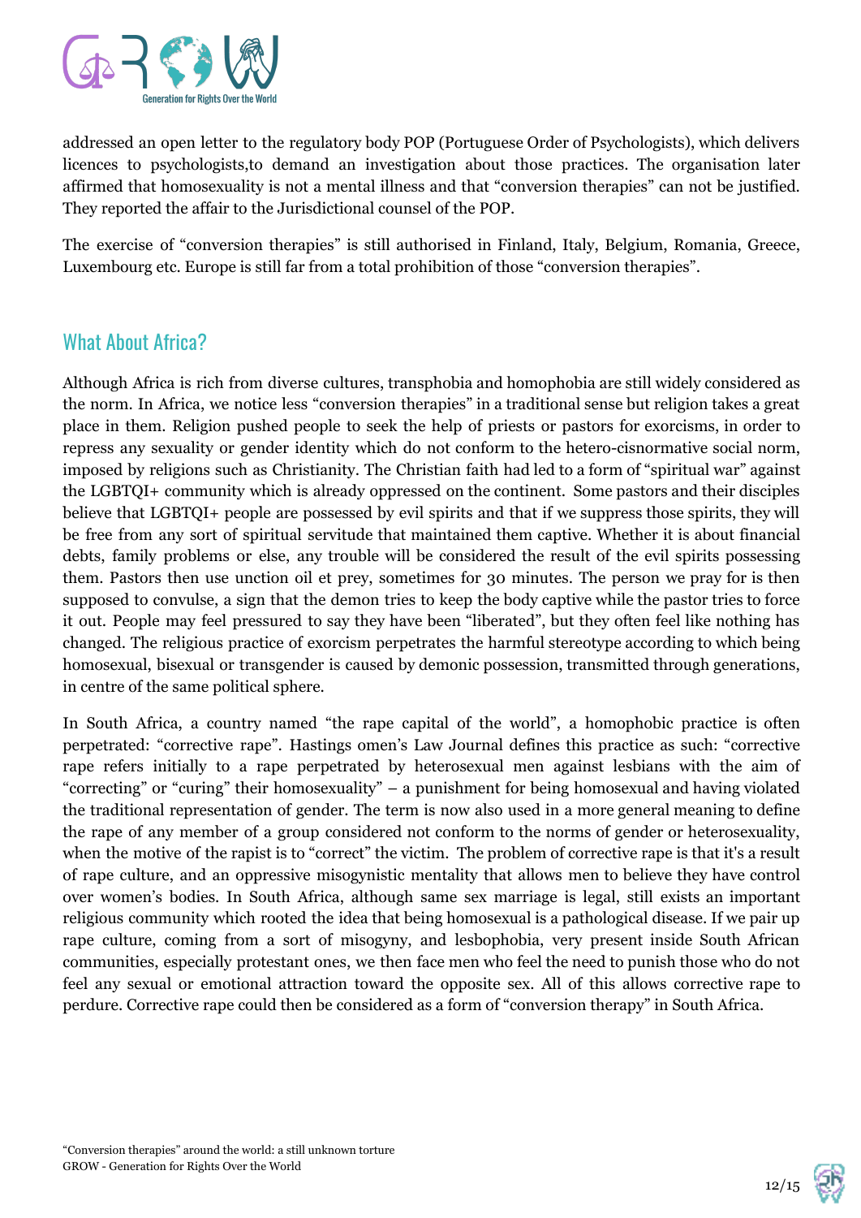addressed an open letter to the regulatory body POP (Portuguese Order of Psychologists), which delivers licences to psychologists,to demand an investigation about those practices. The organisation later affirmed that homosexuality is not a mental illness and that “conversion therapies” can not be justified. They reported the affair to the Jurisdictional counsel of the POP.

The exercise of “conversion therapies” is still authorised in Finland, Italy, Belgium, Romania, Greece, Luxembourg etc. Europe is still far from a total prohibition of those “conversion therapies”.

## What About Africa?

Although Africa is rich from diverse cultures, transphobia and homophobia are still widely considered as the norm. In Africa, we notice less “conversion therapies” in a traditional sense but religion takes a great place in them. Religion pushed people to seek the help of priests or pastors for exorcisms, in order to repress any sexuality or gender identity which do not conform to the hetero-cisnormative social norm, imposed by religions such as Christianity. The Christian faith had led to a form of “spiritual war” against the LGBTQI+ community which is already oppressed on the continent. Some pastors and their disciples believe that LGBTQI+ people are possessed by evil spirits and that if we suppress those spirits, they will be free from any sort of spiritual servitude that maintained them captive. Whether it is about financial debts, family problems or else, any trouble will be considered the result of the evil spirits possessing them. Pastors then use unction oil et prey, sometimes for 30 minutes. The person we pray for is then supposed to convulse, a sign that the demon tries to keep the body captive while the pastor tries to force it out. People may feel pressured to say they have been “liberated”, but they often feel like nothing has changed. The religious practice of exorcism perpetrates the harmful stereotype according to which being homosexual, bisexual or transgender is caused by demonic possession, transmitted through generations, in centre of the same political sphere.

In South Africa, a country named “the rape capital of the world”, a homophobic practice is often perpetrated: “corrective rape”. Hastings omen’s Law Journal defines this practice as such: “corrective rape refers initially to a rape perpetrated by heterosexual men against lesbians with the aim of “correcting” or “curing” their homosexuality” – a punishment for being homosexual and having violated the traditional representation of gender. The term is now also used in a more general meaning to define the rape of any member of a group considered not conform to the norms of gender or heterosexuality, when the motive of the rapist is to “correct” the victim. The problem of corrective rape is that it's a result of rape culture, and an oppressive misogynistic mentality that allows men to believe they have control over women’s bodies. In South Africa, although same sex marriage is legal, still exists an important religious community which rooted the idea that being homosexual is a pathological disease. If we pair up rape culture, coming from a sort of misogyny, and lesbophobia, very present inside South African communities, especially protestant ones, we then face men who feel the need to punish those who do not feel any sexual or emotional attraction toward the opposite sex. All of this allows corrective rape to perdure. Corrective rape could then be considered as a form of “conversion therapy” in South Africa.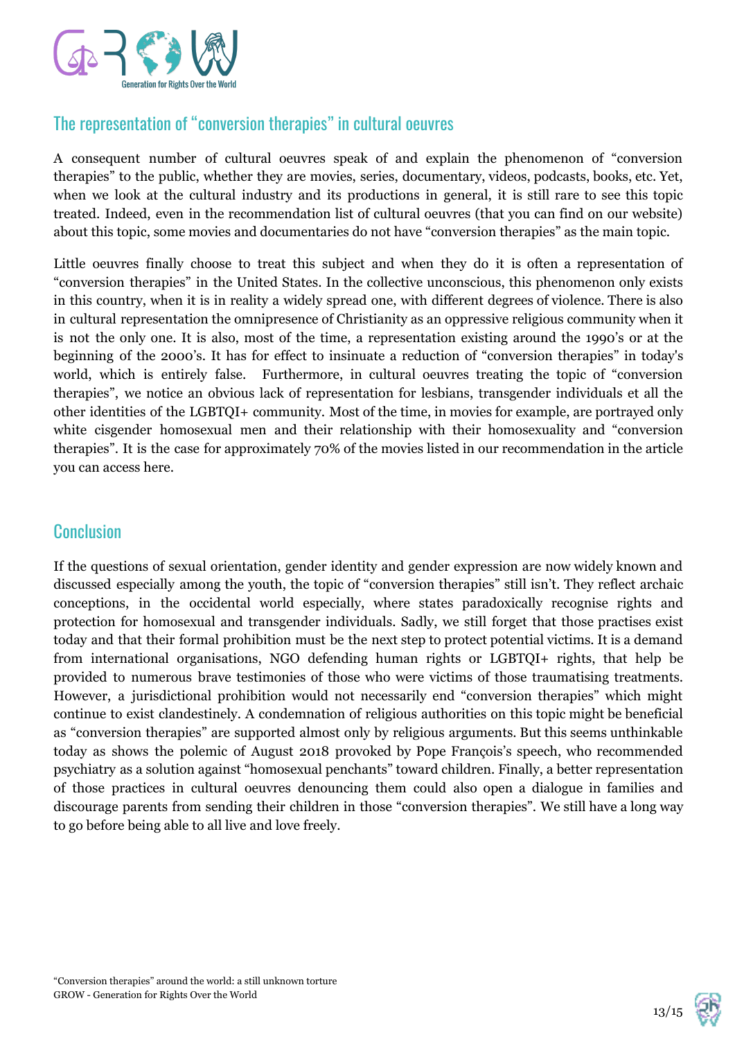## The representation of "conversion therapies" in cultural oeuvres

A consequent number of cultural oeuvres speak of and explain the phenomenon of "conversion therapies" to the public, whether they are movies, series, documentary, videos, podcasts, books, etc. Yet, when we look at the cultural industry and its productions in general, it is still rare to see this topic treated. Indeed, even in the recommendation list of cultural oeuvres (that you can find on our website) about this topic, some movies and documentaries do not have "conversion therapies" as the main topic.

Little oeuvres finally choose to treat this subject and when they do it is often a representation of "conversion therapies" in the United States. In the collective unconscious, this phenomenon only exists in this country, when it is in reality a widely spread one, with different degrees of violence. There is also in cultural representation the omnipresence of Christianity as an oppressive religious community when it is not the only one. It is also, most of the time, a representation existing around the 1990's or at the beginning of the 2000's. It has for effect to insinuate a reduction of "conversion therapies" in today's world, which is entirely false. Furthermore, in cultural oeuvres treating the topic of "conversion therapies", we notice an obvious lack of representation for lesbians, transgender individuals et all the other identities of the LGBTQI+ community. Most of the time, in movies for example, are portrayed only white cisgender homosexual men and their relationship with their homosexuality and "conversion therapies". It is the case for approximately 70% of the movies listed in our recommendation in the article you can access here.

## Conclusion

If the questions of sexual orientation, gender identity and gender expression are now widely known and discussed especially among the youth, the topic of "conversion therapies" still isn't. They reflect archaic conceptions, in the occidental world especially, where states paradoxically recognise rights and protection for homosexual and transgender individuals. Sadly, we still forget that those practises exist today and that their formal prohibition must be the next step to protect potential victims. It is a demand from international organisations, NGO defending human rights or LGBTQI+ rights, that help be provided to numerous brave testimonies of those who were victims of those traumatising treatments. However, a jurisdictional prohibition would not necessarily end "conversion therapies" which might continue to exist clandestinely. A condemnation of religious authorities on this topic might be beneficial as "conversion therapies" are supported almost only by religious arguments. But this seems unthinkable today as shows the polemic of August 2018 provoked by Pope François's speech, who recommended psychiatry as a solution against "homosexual penchants" toward children. Finally, a better representation of those practices in cultural oeuvres denouncing them could also open a dialogue in families and discourage parents from sending their children in those "conversion therapies". We still have a long way to go before being able to all live and love freely.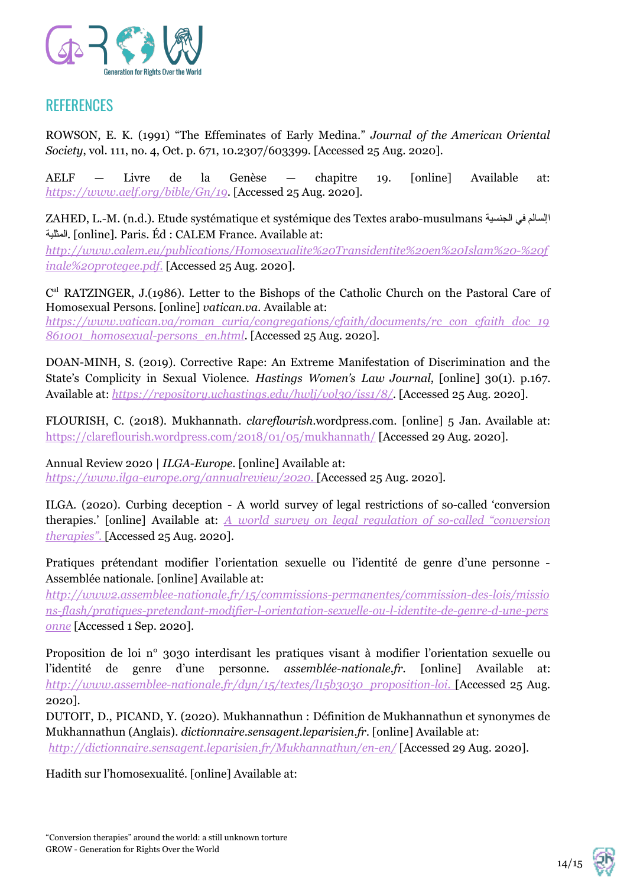## REFERENCES

ROWSON, E. K. (1991) "The Effeminates of Early Medina." *Journal of the American Oriental Society*, vol. 111, no. 4, Oct. p. 671, 10.2307/603399. [Accessed 25 Aug. 2020].

AELF — Livre de la Genèse — chapitre 19. [online] Available at: *https://www.aelf.org/bible/Gn/19*. [Accessed 25 Aug. 2020].

ZAHED, L.-M. (n.d.). Etude systématique et systémique des Textes arabo-musulmans الإسلام في الجنسية المثلية. [online]. Paris. Éd : CALEM France. Available at: *http://www.calem.eu/publications/Homosexualite%20Transidentite%20en%20Islam%20-%20finale%20protegee.pdf.* [Accessed 25 Aug. 2020].

Cal RATZINGER, J.(1986). Letter to the Bishops of the Catholic Church on the Pastoral Care of Homosexual Persons. [online] *vatican.va*. Available at: *https://www.vatican.va/roman_curia/congregations/cfaith/documents/rc_con_cfaith_doc_19861001_homosexual-persons_en.html*. [Accessed 25 Aug. 2020].

DOAN-MINH, S. (2019). Corrective Rape: An Extreme Manifestation of Discrimination and the State's Complicity in Sexual Violence. *Hastings Women's Law Journal*, [online] 30(1). p.167. Available at: *https://repository.uchastings.edu/hwlj/vol30/iss1/8/*. [Accessed 25 Aug. 2020].

FLOURISH, C. (2018). Mukhannath. *clareflourish*.wordpress.com. [online] 5 Jan. Available at: https://clareflourish.wordpress.com/2018/01/05/mukhannath/ [Accessed 29 Aug. 2020].

Annual Review 2020 | *ILGA-Europe*. [online] Available at: *https://www.ilga-europe.org/annualreview/2020.* [Accessed 25 Aug. 2020].

ILGA. (2020). Curbing deception - A world survey of legal restrictions of so-called 'conversion therapies.' [online] Available at: *A world survey on legal regulation of so-called "conversion therapies".* [Accessed 25 Aug. 2020].

Pratiques prétendant modifier l'orientation sexuelle ou l'identité de genre d'une personne - Assemblée nationale. [online] Available at: *http://www2.assemblee-nationale.fr/15/commissions-permanentes/commission-des-lois/missions-flash/pratiques-pretendant-modifier-l-orientation-sexuelle-ou-l-identite-de-genre-d-une-personne* [Accessed 1 Sep. 2020].

Proposition de loi n° 3030 interdisant les pratiques visant à modifier l'orientation sexuelle ou l'identité de genre d'une personne. *assemblée-nationale.fr*. [online] Available at: *http://www.assemblee-nationale.fr/dyn/15/textes/l15b3030_proposition-loi.* [Accessed 25 Aug. 2020].
DUTOIT, D., PICAND, Y. (2020). Mukhannathun : Définition de Mukhannathun et synonymes de Mukhannathun (Anglais). *dictionnaire.sensagent.leparisien.fr*. [online] Available at: *http://dictionnaire.sensagent.leparisien.fr/Mukhannathun/en-en/* [Accessed 29 Aug. 2020].

Hadith sur l'homosexualité. [online] Available at: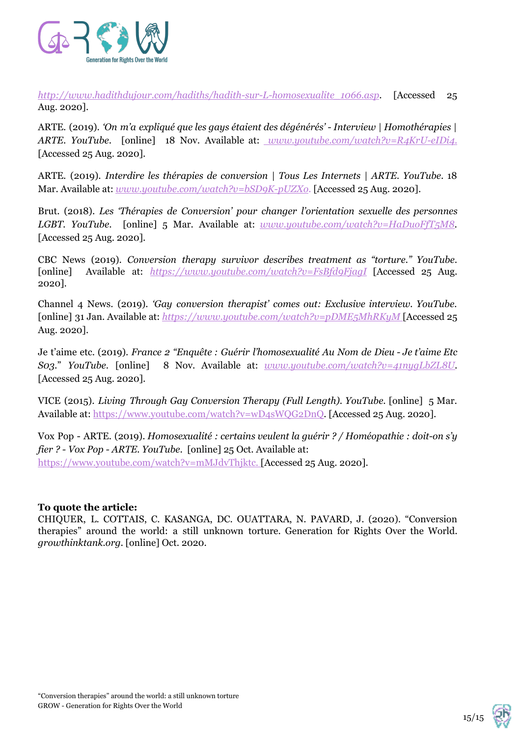*http://www.hadithdujour.com/hadiths/hadith-sur-L-homosexualite_1066.asp*. [Accessed 25 Aug. 2020].

ARTE. (2019). *'On m'a expliqué que les gays étaient des dégénérés' - Interview | Homothérapies | ARTE. YouTube*. [online] 18 Nov. Available at: *www.youtube.com/watch?v=R4KrU-eIDi4.* [Accessed 25 Aug. 2020].

ARTE. (2019). *Interdire les thérapies de conversion | Tous Les Internets | ARTE. YouTube*. 18 Mar. Available at: *www.youtube.com/watch?v=bSD9K-pUZXo.* [Accessed 25 Aug. 2020].

Brut. (2018). *Les 'Thérapies de Conversion' pour changer l'orientation sexuelle des personnes LGBT. YouTube*. [online] 5 Mar. Available at: *www.youtube.com/watch?v=HaDuoFfT5M8*. [Accessed 25 Aug. 2020].

CBC News (2019). *Conversion therapy survivor describes treatment as "torture." YouTube*. [online] Available at: *https://www.youtube.com/watch?v=FsBfd9FjagI* [Accessed 25 Aug. 2020].

Channel 4 News. (2019). *'Gay conversion therapist' comes out: Exclusive interview. YouTube*. [online] 31 Jan. Available at: *https://www.youtube.com/watch?v=pDME5MhRKyM* [Accessed 25 Aug. 2020].

Je t'aime etc. (2019). *France 2 "Enquête : Guérir l'homosexualité Au Nom de Dieu - Je t'aime Etc S03." YouTube*. [online] 8 Nov. Available at: *www.youtube.com/watch?v=41nygLbZL8U*. [Accessed 25 Aug. 2020].

VICE (2015). *Living Through Gay Conversion Therapy (Full Length). YouTube*. [online] 5 Mar. Available at: https://www.youtube.com/watch?v=wD4sWQG2DnQ. [Accessed 25 Aug. 2020].

Vox Pop - ARTE. (2019). *Homosexualité : certains veulent la guérir ? / Homéopathie : doit-on s'y fier ? - Vox Pop - ARTE. YouTube*. [online] 25 Oct. Available at: https://www.youtube.com/watch?v=mMJdvThjktc. [Accessed 25 Aug. 2020].

**To quote the article:**
CHIQUER, L. COTTAIS, C. KASANGA, DC. OUATTARA, N. PAVARD, J. (2020). "Conversion therapies" around the world: a still unknown torture. Generation for Rights Over the World. *growthinktank.org*. [online] Oct. 2020.